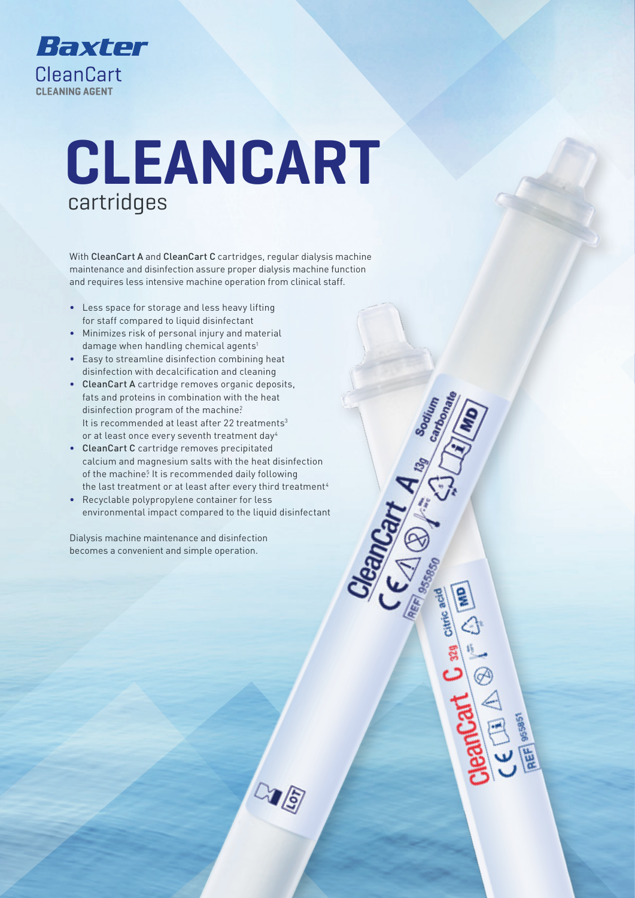**Baxter**

CleanCart
**CLEANING AGENT**

# CLEANCART
## cartridges

With **CleanCart A** and **CleanCart C** cartridges, regular dialysis machine maintenance and disinfection assure proper dialysis machine function and requires less intensive machine operation from clinical staff.

- Less space for storage and less heavy lifting for staff compared to liquid disinfectant
- Minimizes risk of personal injury and material damage when handling chemical agents[1]
- Easy to streamline disinfection combining heat disinfection with decalcification and cleaning
- **CleanCart A** cartridge removes organic deposits, fats and proteins in combination with the heat disinfection program of the machine.[2] It is recommended at least after 22 treatments[3] or at least once every seventh treatment day[4]
- **CleanCart C** cartridge removes precipitated calcium and magnesium salts with the heat disinfection of the machine.[5] It is recommended daily following the last treatment or at least after every third treatment[4]
- Recyclable polypropylene container for less environmental impact compared to the liquid disinfectant

Dialysis machine maintenance and disinfection becomes a convenient and simple operation.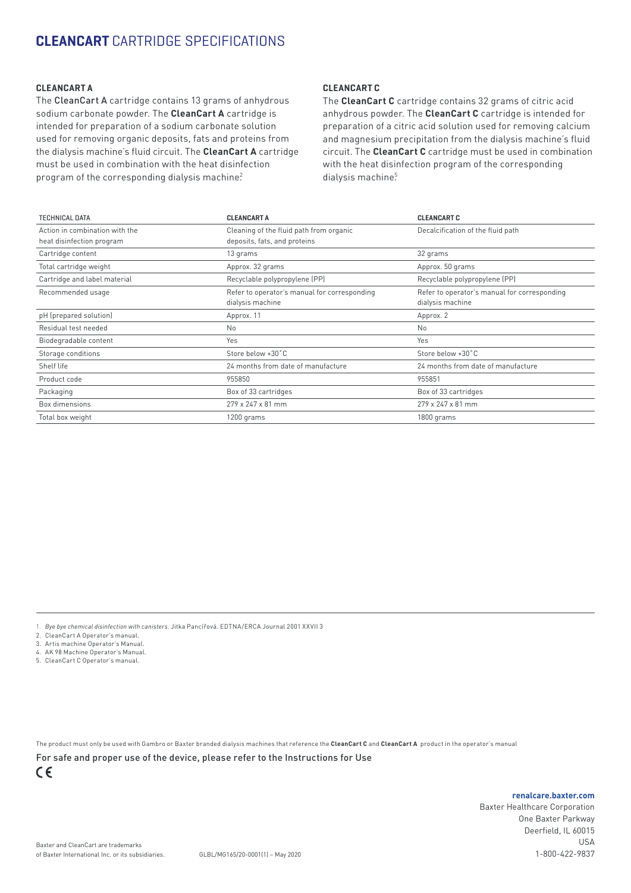# **CLEANCART** CARTRIDGE SPECIFICATIONS

### CLEANCART A

The CleanCart A cartridge contains 13 grams of anhydrous sodium carbonate powder. The **CleanCart A** cartridge is intended for preparation of a sodium carbonate solution used for removing organic deposits, fats and proteins from the dialysis machine's fluid circuit. The **CleanCart A** cartridge must be used in combination with the heat disinfection program of the corresponding dialysis machine.[2]

### CLEANCART C

The **CleanCart C** cartridge contains 32 grams of citric acid anhydrous powder. The **CleanCart C** cartridge is intended for preparation of a citric acid solution used for removing calcium and magnesium precipitation from the dialysis machine's fluid circuit. The **CleanCart C** cartridge must be used in combination with the heat disinfection program of the corresponding dialysis machine.[5]

| TECHNICAL DATA | CLEANCART A | CLEANCART C |
|---|---|---|
| Action in combination with the heat disinfection program | Cleaning of the fluid path from organic deposits, fats, and proteins | Decalcification of the fluid path |
| Cartridge content | 13 grams | 32 grams |
| Total cartridge weight | Approx. 32 grams | Approx. 50 grams |
| Cartridge and label material | Recyclable polypropylene (PP) | Recyclable polypropylene (PP) |
| Recommended usage | Refer to operator's manual for corresponding dialysis machine | Refer to operator's manual for corresponding dialysis machine |
| pH (prepared solution) | Approx. 11 | Approx. 2 |
| Residual test needed | No | No |
| Biodegradable content | Yes | Yes |
| Storage conditions | Store below +30˚C | Store below +30˚C |
| Shelf life | 24 months from date of manufacture | 24 months from date of manufacture |
| Product code | 955850 | 955851 |
| Packaging | Box of 33 cartridges | Box of 33 cartridges |
| Box dimensions | 279 x 247 x 81 mm | 279 x 247 x 81 mm |
| Total box weight | 1200 grams | 1800 grams |

1. *Bye bye chemical disinfection with canisters*. Jitka Pancířová. EDTNA/ERCA Journal 2001 XXVII 3
2. CleanCart A Operator's manual.
3. Artis machine Operator's Manual.
4. AK 98 Machine Operator's Manual.
5. CleanCart C Operator's manual.

The product must only be used with Gambro or Baxter branded dialysis machines that reference the **CleanCart C** and **CleanCart A** product in the operator's manual

For safe and proper use of the device, please refer to the Instructions for Use

CE

**renalcare.baxter.com**

Baxter Healthcare Corporation
One Baxter Parkway
Deerfield, IL 60015
USA
1-800-422-9837

Baxter and CleanCart are trademarks of Baxter International Inc. or its subsidiaries.

GLBL/MG165/20-0001(1) – May 2020